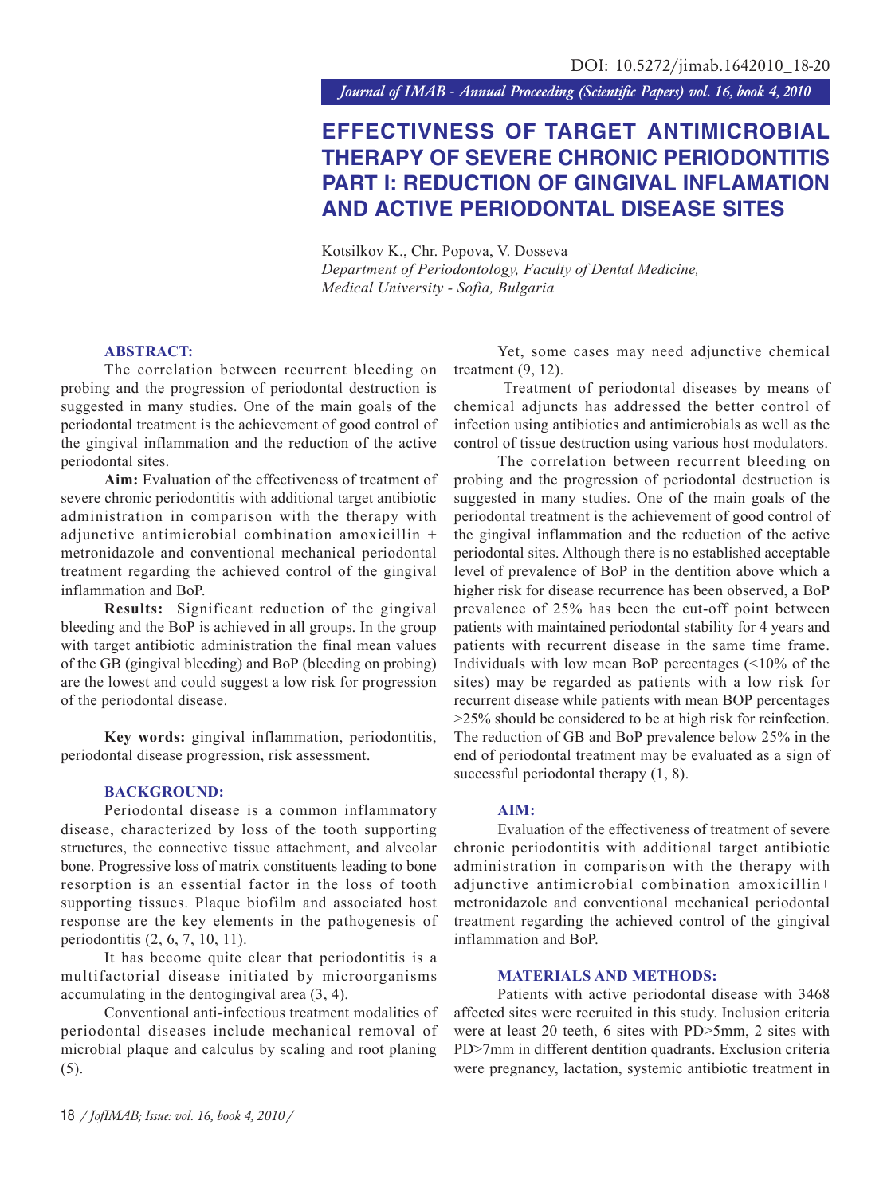DOI: 10.5272/jimab.1642010_18-20

# EFFECTIVNESS OF TARGET ANTIMICROBIAL THERAPY OF SEVERE CHRONIC PERIODONTITIS PART I: REDUCTION OF GINGIVAL INFLAMATION AND ACTIVE PERIODONTAL DISEASE SITES

Kotsilkov K., Chr. Popova, V. Dosseva
*Department of Periodontology, Faculty of Dental Medicine, Medical University - Sofia, Bulgaria*

## ABSTRACT:

The correlation between recurrent bleeding on probing and the progression of periodontal destruction is suggested in many studies. One of the main goals of the periodontal treatment is the achievement of good control of the gingival inflammation and the reduction of the active periodontal sites.

**Aim:** Evaluation of the effectiveness of treatment of severe chronic periodontitis with additional target antibiotic administration in comparison with the therapy with adjunctive antimicrobial combination amoxicillin + metronidazole and conventional mechanical periodontal treatment regarding the achieved control of the gingival inflammation and BoP.

**Results:** Significant reduction of the gingival bleeding and the BoP is achieved in all groups. In the group with target antibiotic administration the final mean values of the GB (gingival bleeding) and BoP (bleeding on probing) are the lowest and could suggest a low risk for progression of the periodontal disease.

**Key words:** gingival inflammation, periodontitis, periodontal disease progression, risk assessment.

## BACKGROUND:

Periodontal disease is a common inflammatory disease, characterized by loss of the tooth supporting structures, the connective tissue attachment, and alveolar bone. Progressive loss of matrix constituents leading to bone resorption is an essential factor in the loss of tooth supporting tissues. Plaque biofilm and associated host response are the key elements in the pathogenesis of periodontitis (2, 6, 7, 10, 11).

It has become quite clear that periodontitis is a multifactorial disease initiated by microorganisms accumulating in the dentogingival area (3, 4).

Conventional anti-infectious treatment modalities of periodontal diseases include mechanical removal of microbial plaque and calculus by scaling and root planing (5).

Yet, some cases may need adjunctive chemical treatment (9, 12).

Treatment of periodontal diseases by means of chemical adjuncts has addressed the better control of infection using antibiotics and antimicrobials as well as the control of tissue destruction using various host modulators.

The correlation between recurrent bleeding on probing and the progression of periodontal destruction is suggested in many studies. One of the main goals of the periodontal treatment is the achievement of good control of the gingival inflammation and the reduction of the active periodontal sites. Although there is no established acceptable level of prevalence of BoP in the dentition above which a higher risk for disease recurrence has been observed, a BoP prevalence of 25% has been the cut-off point between patients with maintained periodontal stability for 4 years and patients with recurrent disease in the same time frame. Individuals with low mean BoP percentages (<10% of the sites) may be regarded as patients with a low risk for recurrent disease while patients with mean BOP percentages >25% should be considered to be at high risk for reinfection. The reduction of GB and BoP prevalence below 25% in the end of periodontal treatment may be evaluated as a sign of successful periodontal therapy (1, 8).

## AIM:

Evaluation of the effectiveness of treatment of severe chronic periodontitis with additional target antibiotic administration in comparison with the therapy with adjunctive antimicrobial combination amoxicillin+ metronidazole and conventional mechanical periodontal treatment regarding the achieved control of the gingival inflammation and BoP.

## MATERIALS AND METHODS:

Patients with active periodontal disease with 3468 affected sites were recruited in this study. Inclusion criteria were at least 20 teeth, 6 sites with PD>5mm, 2 sites with PD>7mm in different dentition quadrants. Exclusion criteria were pregnancy, lactation, systemic antibiotic treatment in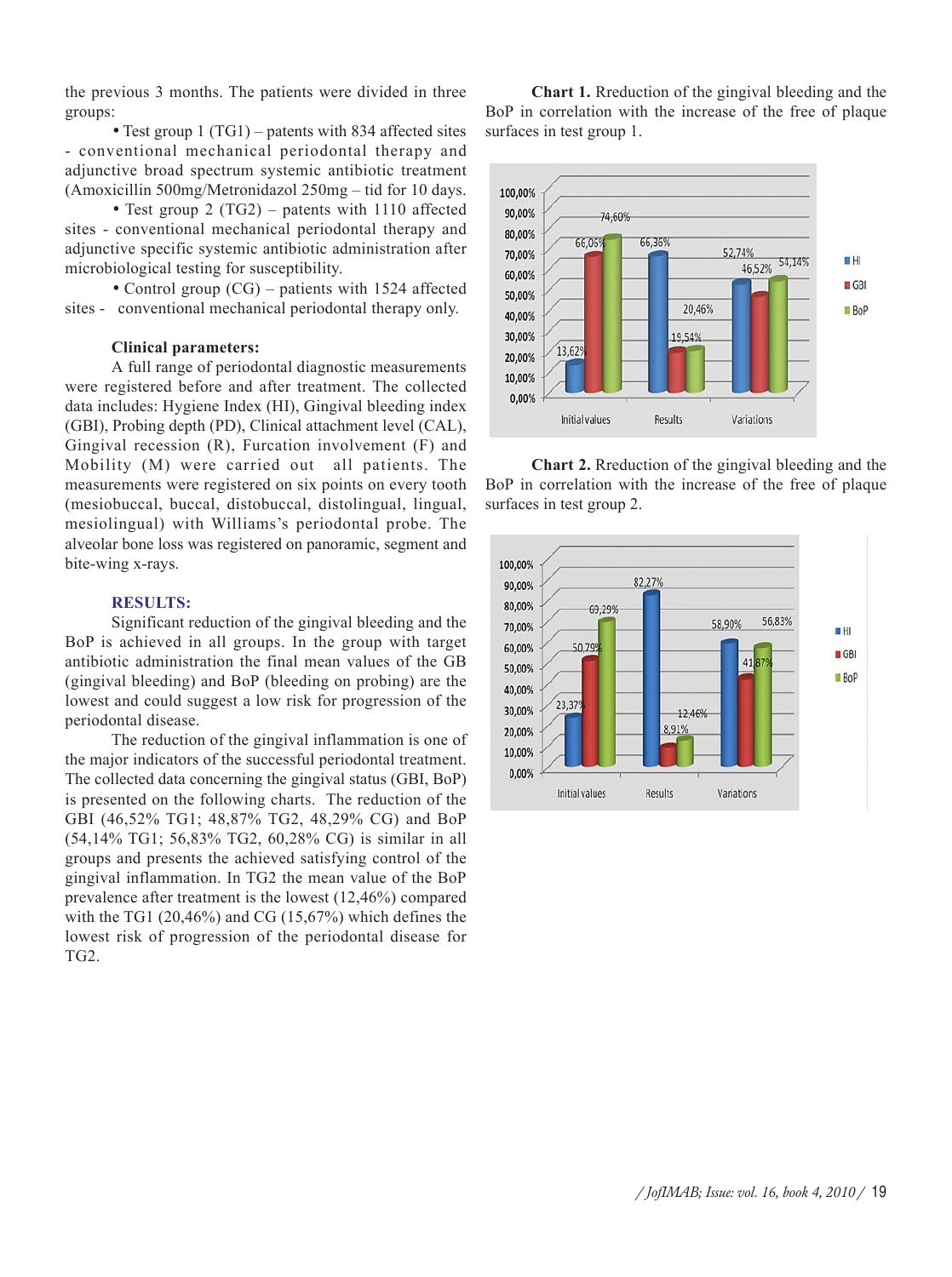the previous 3 months. The patients were divided in three groups:

- Test group 1 (TG1) – patents with 834 affected sites - conventional mechanical periodontal therapy and adjunctive broad spectrum systemic antibiotic treatment (Amoxicillin 500mg/Metronidazol 250mg – tid for 10 days.
- Test group 2 (TG2) – patents with 1110 affected sites - conventional mechanical periodontal therapy and adjunctive specific systemic antibiotic administration after microbiological testing for susceptibility.
- Control group (CG) – patients with 1524 affected sites - conventional mechanical periodontal therapy only.

### Clinical parameters:

A full range of periodontal diagnostic measurements were registered before and after treatment. The collected data includes: Hygiene Index (HI), Gingival bleeding index (GBI), Probing depth (PD), Clinical attachment level (CAL), Gingival recession (R), Furcation involvement (F) and Mobility (M) were carried out all patients. The measurements were registered on six points on every tooth (mesiobuccal, buccal, distobuccal, distolingual, lingual, mesiolingual) with Williams's periodontal probe. The alveolar bone loss was registered on panoramic, segment and bite-wing x-rays.

## RESULTS:

Significant reduction of the gingival bleeding and the BoP is achieved in all groups. In the group with target antibiotic administration the final mean values of the GB (gingival bleeding) and BoP (bleeding on probing) are the lowest and could suggest a low risk for progression of the periodontal disease.

The reduction of the gingival inflammation is one of the major indicators of the successful periodontal treatment. The collected data concerning the gingival status (GBI, BoP) is presented on the following charts. The reduction of the GBI (46,52% TG1; 48,87% TG2, 48,29% CG) and BoP (54,14% TG1; 56,83% TG2, 60,28% CG) is similar in all groups and presents the achieved satisfying control of the gingival inflammation. In TG2 the mean value of the BoP prevalence after treatment is the lowest (12,46%) compared with the TG1 (20,46%) and CG (15,67%) which defines the lowest risk of progression of the periodontal disease for TG2.

**Chart 1.** Rreduction of the gingival bleeding and the BoP in correlation with the increase of the free of plaque surfaces in test group 1.

| | HI | GBI | BoP |
|---|---|---|---|
| Initial values | 13,62% | 66,06% | 74,60% |
| Results | 66,36% | 19,54% | 20,46% |
| Variations | 52,74% | 46,52% | 54,14% |

**Chart 2.** Rreduction of the gingival bleeding and the BoP in correlation with the increase of the free of plaque surfaces in test group 2.

| | HI | GBI | BoP |
|---|---|---|---|
| Initial values | 23,37% | 50,79% | 69,29% |
| Results | 82,27% | 8,91% | 12,46% |
| Variations | 58,90% | 41,87% | 56,83% |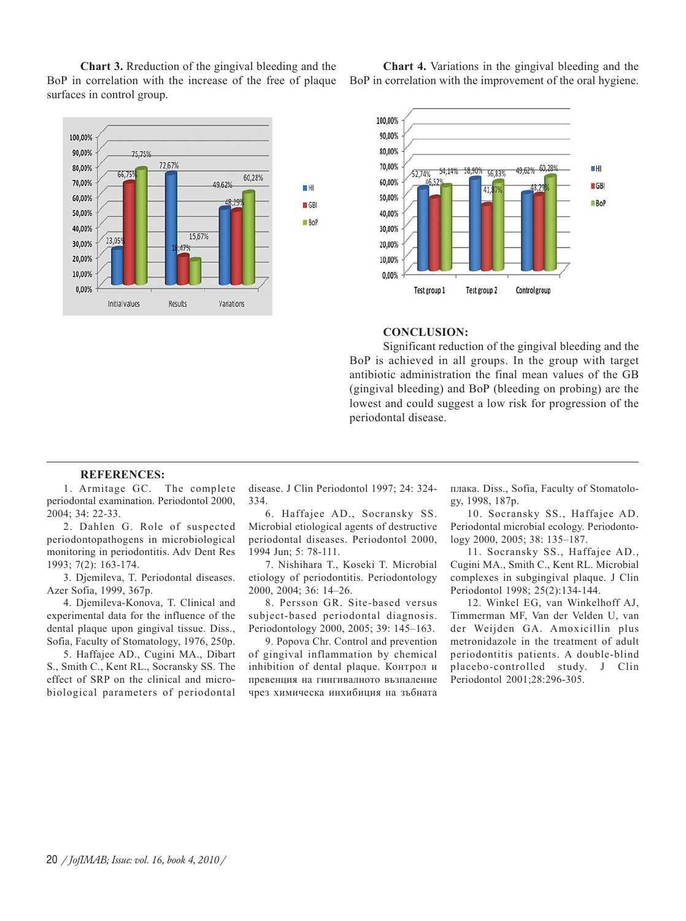**Chart 3.** Rreduction of the gingival bleeding and the BoP in correlation with the increase of the free of plaque surfaces in control group.

100,00%
90,00%
80,00%
70,00%
60,00%
50,00%
40,00%
30,00%
20,00%
10,00%
0,00%

23,05%
66,75%
75,75%
72,67%
18,47%
15,67%
49,62%
48,29%
60,28%

Initial values
Results
Variations

HI
GBI
BoP

**Chart 4.** Variations in the gingival bleeding and the BoP in correlation with the improvement of the oral hygiene.

100,00%
90,00%
80,00%
70,00%
60,00%
50,00%
40,00%
30,00%
20,00%
10,00%
0,00%

52,74%
46,52%
54,14%
58,90%
41,87%
56,83%
49,62%
48,29%
60,28%

Test group 1
Test group 2
Control group

HI
GBI
BoP

## CONCLUSION:

Significant reduction of the gingival bleeding and the BoP is achieved in all groups. In the group with target antibiotic administration the final mean values of the GB (gingival bleeding) and BoP (bleeding on probing) are the lowest and could suggest a low risk for progression of the periodontal disease.

## REFERENCES:

1. Armitage GC. The complete periodontal examination. Periodontol 2000, 2004; 34: 22-33.
2. Dahlen G. Role of suspected periodontopathogens in microbiological monitoring in periodontitis. Adv Dent Res 1993; 7(2): 163-174.
3. Djemileva, T. Periodontal diseases. Azer Sofia, 1999, 367p.
4. Djemileva-Konova, T. Clinical and experimental data for the influence of the dental plaque upon gingival tissue. Diss., Sofia, Faculty of Stomatology, 1976, 250p.
5. Haffajee AD., Cugini MA., Dibart S., Smith C., Kent RL., Socransky SS. The effect of SRP on the clinical and microbiological parameters of periodontal disease. J Clin Periodontol 1997; 24: 324-334.
6. Haffajee AD., Socransky SS. Microbial etiological agents of destructive periodontal diseases. Periodontol 2000, 1994 Jun; 5: 78-111.
7. Nishihara T., Koseki T. Microbial etiology of periodontitis. Periodontology 2000, 2004; 36: 14–26.
8. Persson GR. Site-based versus subject-based periodontal diagnosis. Periodontology 2000, 2005; 39: 145–163.
9. Popova Chr. Control and prevention of gingival inflammation by chemical inhibition of dental plaque. Контрол и превенция на гингивалното възпаление чрез химическа инхибиция на зъбната плака. Diss., Sofia, Faculty of Stomatology, 1998, 187p.
10. Socransky SS., Haffajee AD. Periodontal microbial ecology. Periodontology 2000, 2005; 38: 135–187.
11. Socransky SS., Haffajee AD., Cugini MA., Smith C., Kent RL. Microbial complexes in subgingival plaque. J Clin Periodontol 1998; 25(2):134-144.
12. Winkel EG, van Winkelhoff AJ, Timmerman MF, Van der Velden U, van der Weijden GA. Amoxicillin plus metronidazole in the treatment of adult periodontitis patients. A double-blind placebo-controlled study. J Clin Periodontol 2001;28:296-305.